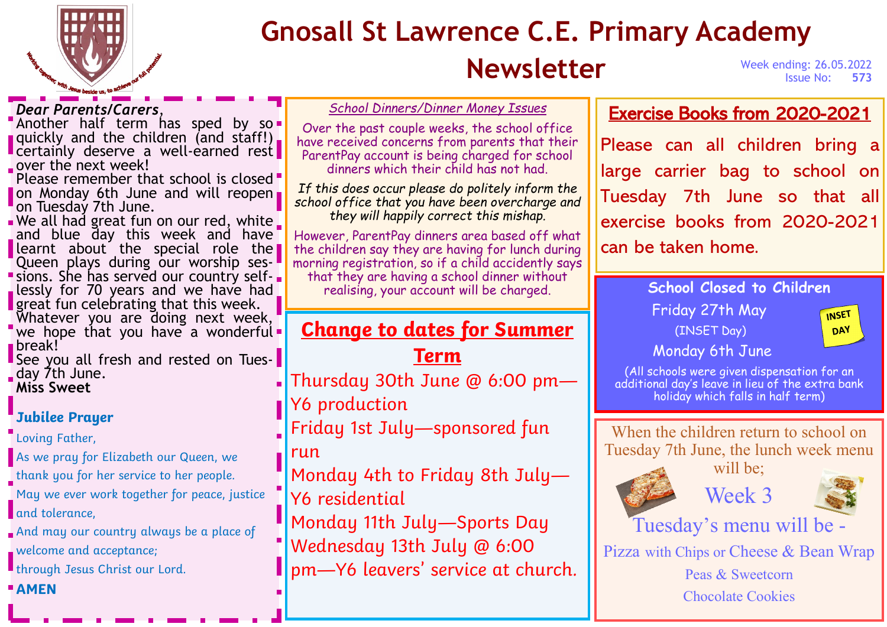# Gnosall St Lawrence C.E. Primary Academy

# Newsletter

Week ending: 26.05.2022
Issue No: **573**

*Dear Parents/Carers*,
Another half term has sped by so quickly and the children (and staff!) certainly deserve a well-earned rest over the next week!
Please remember that school is closed on Monday 6th June and will reopen on Tuesday 7th June.
We all had great fun on our red, white and blue day this week and have learnt about the special role the Queen plays during our worship sessions. She has served our country selflessly for 70 years and we have had great fun celebrating that this week.
Whatever you are doing next week, we hope that you have a wonderful break!
See you all fresh and rested on Tuesday 7th June.
**Miss Sweet**

### Jubilee Prayer

Loving Father,
As we pray for Elizabeth our Queen, we thank you for her service to her people.
May we ever work together for peace, justice and tolerance,
And may our country always be a place of welcome and acceptance;
through Jesus Christ our Lord.
**AMEN**

## *School Dinners/Dinner Money Issues*

Over the past couple weeks, the school office have received concerns from parents that their ParentPay account is being charged for school dinners which their child has not had.

*If this does occur please do politely inform the school office that you have been overcharge and they will happily correct this mishap.*

However, ParentPay dinners area based off what the children say they are having for lunch during morning registration, so if a child accidently says that they are having a school dinner without realising, your account will be charged.

## Change to dates for Summer Term

Thursday 30th June @ 6:00 pm—Y6 production
Friday 1st July—sponsored fun run
Monday 4th to Friday 8th July—Y6 residential
Monday 11th July—Sports Day
Wednesday 13th July @ 6:00 pm—Y6 leavers' service at church.

## Exercise Books from 2020-2021

Please can all children bring a large carrier bag to school on Tuesday 7th June so that all exercise books from 2020-2021 can be taken home.

## School Closed to Children

Friday 27th May
(INSET Day)
Monday 6th June

INSET DAY

(All schools were given dispensation for an additional day's leave in lieu of the extra bank holiday which falls in half term)

When the children return to school on Tuesday 7th June, the lunch week menu will be;

Week 3

Tuesday's menu will be -

Pizza with Chips or Cheese & Bean Wrap
Peas & Sweetcorn
Chocolate Cookies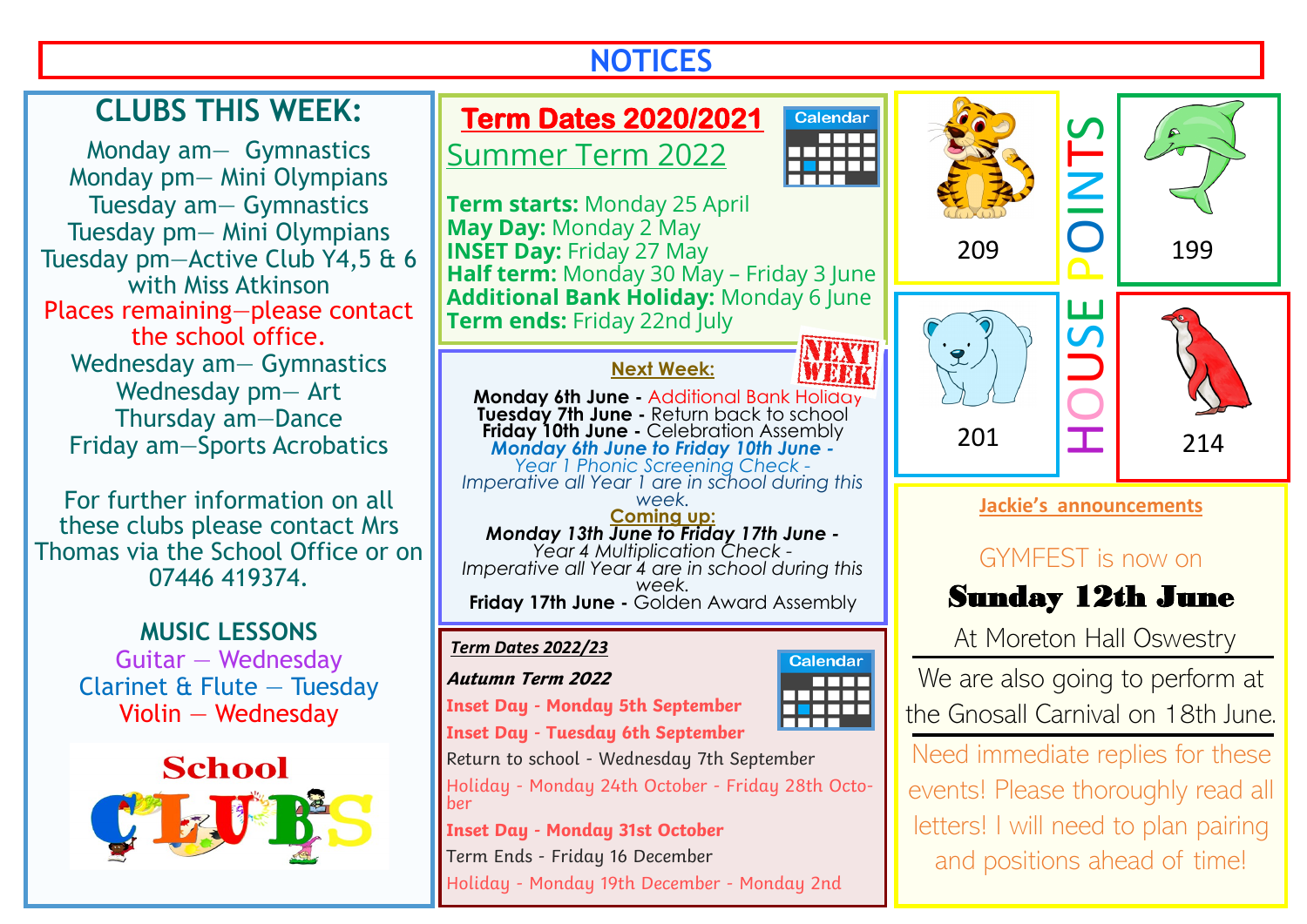# NOTICES

## CLUBS THIS WEEK:

Monday am— Gymnastics
Monday pm— Mini Olympians
Tuesday am— Gymnastics
Tuesday pm— Mini Olympians
Tuesday pm—Active Club Y4,5 & 6 with Miss Atkinson
Places remaining—please contact the school office.
Wednesday am— Gymnastics
Wednesday pm— Art
Thursday am—Dance
Friday am—Sports Acrobatics

For further information on all these clubs please contact Mrs Thomas via the School Office or on 07446 419374.

### MUSIC LESSONS

Guitar — Wednesday
Clarinet & Flute — Tuesday
Violin — Wednesday

School CLUBS

## Term Dates 2020/2021

Summer Term 2022

Calendar

**Term starts:** Monday 25 April
**May Day:** Monday 2 May
**INSET Day:** Friday 27 May
**Half term:** Monday 30 May – Friday 3 June
**Additional Bank Holiday:** Monday 6 June
**Term ends:** Friday 22nd July

### Next Week:

NEXT WEEK

**Monday 6th June -** Additional Bank Holiday
**Tuesday 7th June -** Return back to school
**Friday 10th June -** Celebration Assembly
***Monday 6th June to Friday 10th June -***
*Year 1 Phonic Screening Check - Imperative all Year 1 are in school during this week.*

### Coming up:

***Monday 13th June to Friday 17th June -***
*Year 4 Multiplication Check - Imperative all Year 4 are in school during this week.*
**Friday 17th June -** Golden Award Assembly

### *Term Dates 2022/23*

***Autumn Term 2022***

Calendar

**Inset Day - Monday 5th September**
**Inset Day - Tuesday 6th September**
Return to school - Wednesday 7th September
Holiday - Monday 24th October - Friday 28th October
**Inset Day - Monday 31st October**
Term Ends - Friday 16 December
Holiday - Monday 19th December - Monday 2nd

## HOUSE POINTS

209

199

201

214

### Jackie's announcements

GYMFEST is now on

**Sunday 12th June**

At Moreton Hall Oswestry

We are also going to perform at the Gnosall Carnival on 18th June.

Need immediate replies for these events! Please thoroughly read all letters! I will need to plan pairing and positions ahead of time!